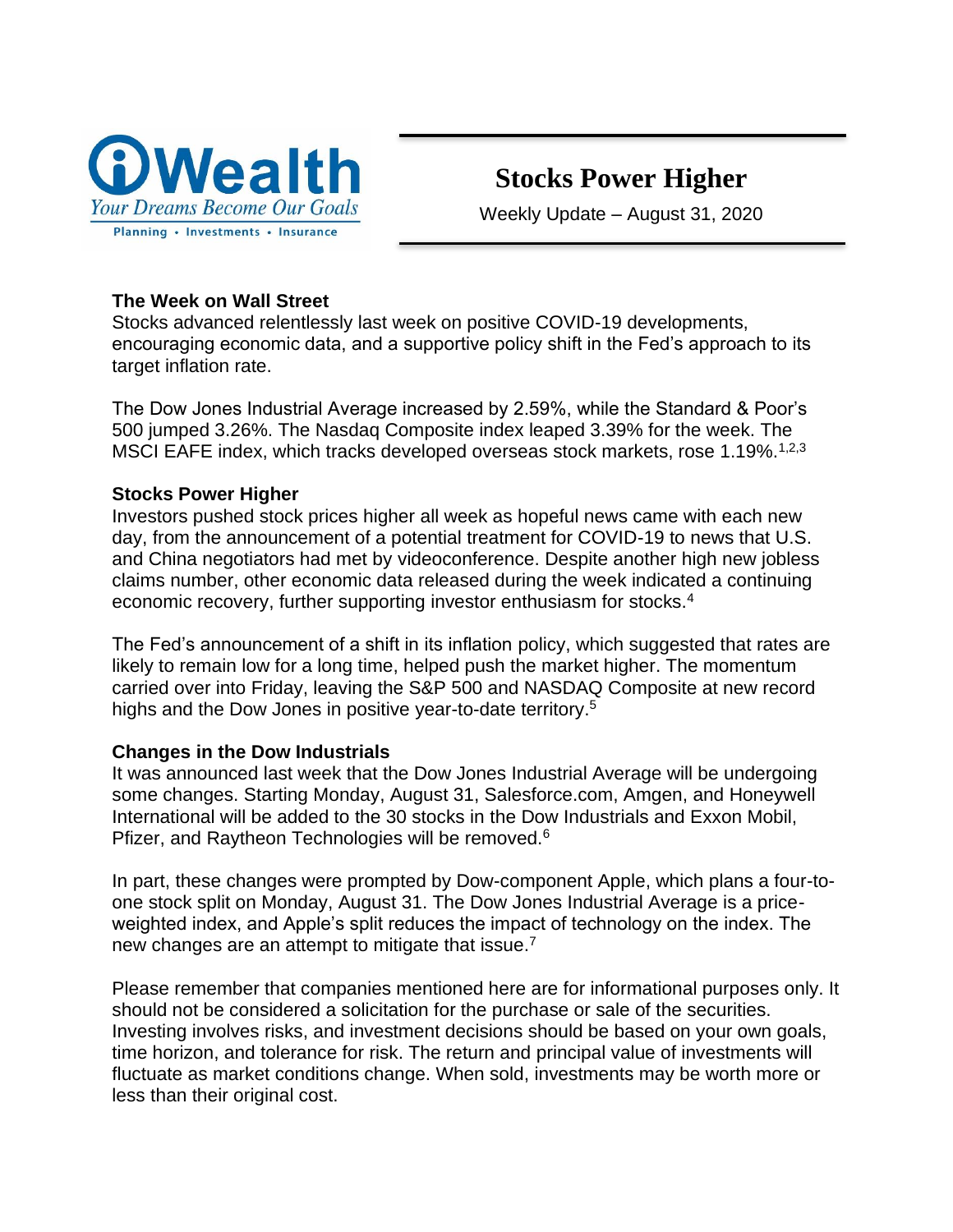iWealth

*Your Dreams Become Our Goals*

Planning • Investments • Insurance

# Stocks Power Higher

Weekly Update – August 31, 2020

**The Week on Wall Street**

Stocks advanced relentlessly last week on positive COVID-19 developments, encouraging economic data, and a supportive policy shift in the Fed's approach to its target inflation rate.

The Dow Jones Industrial Average increased by 2.59%, while the Standard & Poor's 500 jumped 3.26%. The Nasdaq Composite index leaped 3.39% for the week. The MSCI EAFE index, which tracks developed overseas stock markets, rose 1.19%.[1,2,3]

**Stocks Power Higher**

Investors pushed stock prices higher all week as hopeful news came with each new day, from the announcement of a potential treatment for COVID-19 to news that U.S. and China negotiators had met by videoconference. Despite another high new jobless claims number, other economic data released during the week indicated a continuing economic recovery, further supporting investor enthusiasm for stocks.[4]

The Fed's announcement of a shift in its inflation policy, which suggested that rates are likely to remain low for a long time, helped push the market higher. The momentum carried over into Friday, leaving the S&P 500 and NASDAQ Composite at new record highs and the Dow Jones in positive year-to-date territory.[5]

**Changes in the Dow Industrials**

It was announced last week that the Dow Jones Industrial Average will be undergoing some changes. Starting Monday, August 31, Salesforce.com, Amgen, and Honeywell International will be added to the 30 stocks in the Dow Industrials and Exxon Mobil, Pfizer, and Raytheon Technologies will be removed.[6]

In part, these changes were prompted by Dow-component Apple, which plans a four-to-one stock split on Monday, August 31. The Dow Jones Industrial Average is a price-weighted index, and Apple's split reduces the impact of technology on the index. The new changes are an attempt to mitigate that issue.[7]

Please remember that companies mentioned here are for informational purposes only. It should not be considered a solicitation for the purchase or sale of the securities. Investing involves risks, and investment decisions should be based on your own goals, time horizon, and tolerance for risk. The return and principal value of investments will fluctuate as market conditions change. When sold, investments may be worth more or less than their original cost.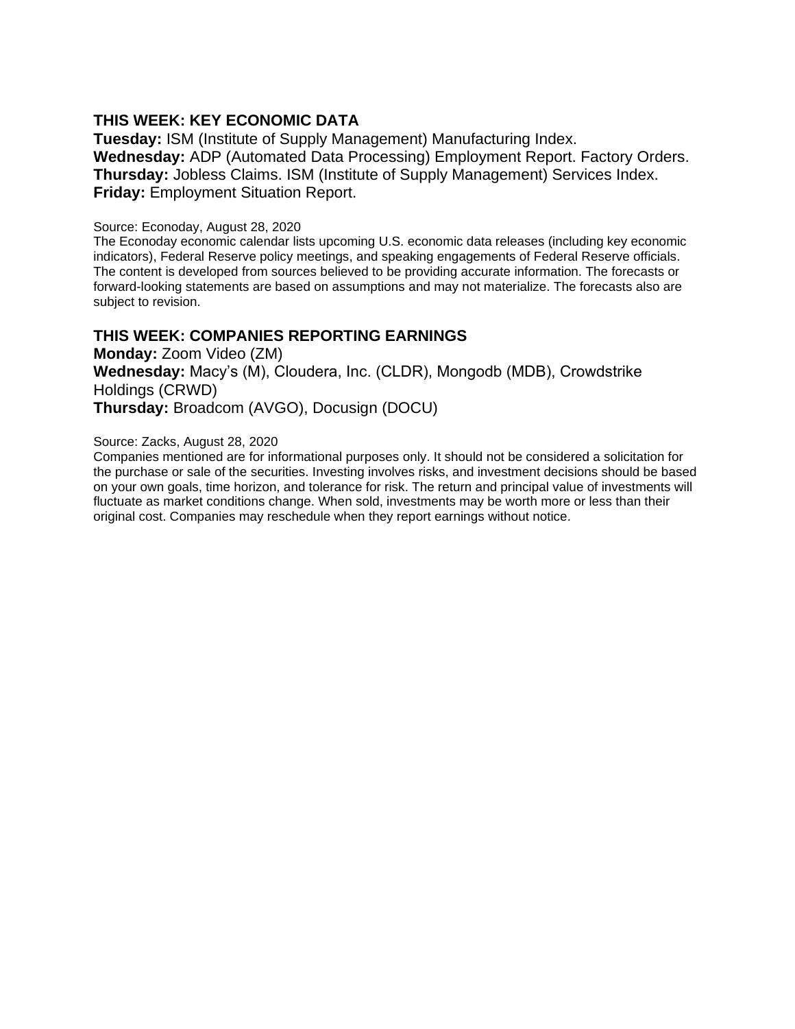## THIS WEEK: KEY ECONOMIC DATA

**Tuesday:** ISM (Institute of Supply Management) Manufacturing Index.
**Wednesday:** ADP (Automated Data Processing) Employment Report. Factory Orders.
**Thursday:** Jobless Claims. ISM (Institute of Supply Management) Services Index.
**Friday:** Employment Situation Report.

Source: Econoday, August 28, 2020
The Econoday economic calendar lists upcoming U.S. economic data releases (including key economic indicators), Federal Reserve policy meetings, and speaking engagements of Federal Reserve officials. The content is developed from sources believed to be providing accurate information. The forecasts or forward-looking statements are based on assumptions and may not materialize. The forecasts also are subject to revision.

## THIS WEEK: COMPANIES REPORTING EARNINGS

**Monday:** Zoom Video (ZM)
**Wednesday:** Macy's (M), Cloudera, Inc. (CLDR), Mongodb (MDB), Crowdstrike Holdings (CRWD)
**Thursday:** Broadcom (AVGO), Docusign (DOCU)

Source: Zacks, August 28, 2020
Companies mentioned are for informational purposes only. It should not be considered a solicitation for the purchase or sale of the securities. Investing involves risks, and investment decisions should be based on your own goals, time horizon, and tolerance for risk. The return and principal value of investments will fluctuate as market conditions change. When sold, investments may be worth more or less than their original cost. Companies may reschedule when they report earnings without notice.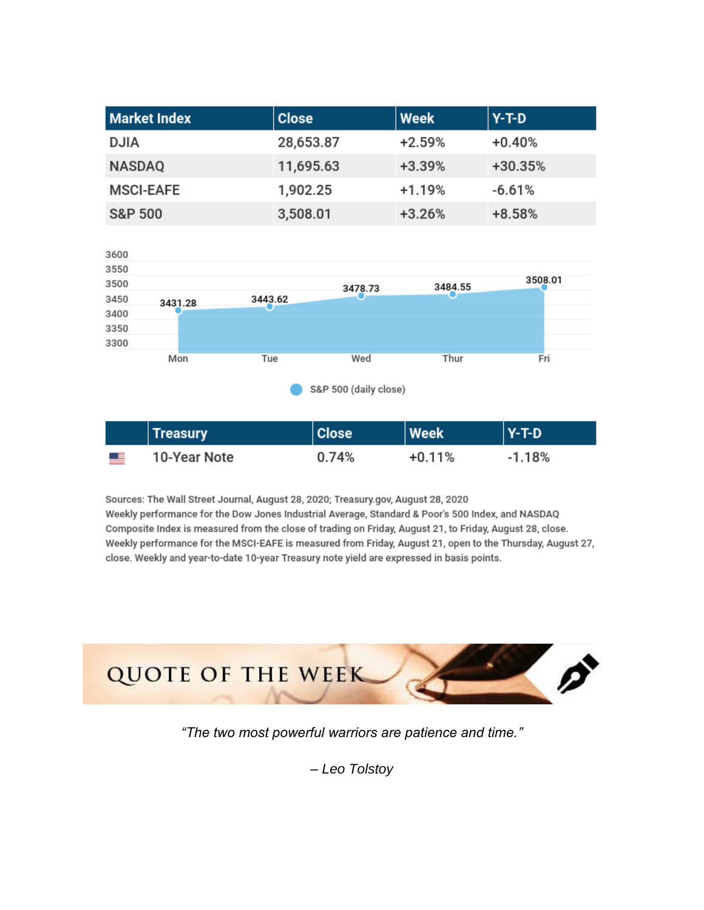| Market Index | Close | Week | Y-T-D |
|---|---|---|---|
| DJIA | 28,653.87 | +2.59% | +0.40% |
| NASDAQ | 11,695.63 | +3.39% | +30.35% |
| MSCI-EAFE | 1,902.25 | +1.19% | -6.61% |
| S&P 500 | 3,508.01 | +3.26% | +8.58% |

| Day | S&P 500 (daily close) |
|---|---|
| Mon | 3431.28 |
| Tue | 3443.62 |
| Wed | 3478.73 |
| Thur | 3484.55 |
| Fri | 3508.01 |

| Treasury | Close | Week | Y-T-D |
|---|---|---|---|
| 10-Year Note | 0.74% | +0.11% | -1.18% |

Sources: The Wall Street Journal, August 28, 2020; Treasury.gov, August 28, 2020
Weekly performance for the Dow Jones Industrial Average, Standard & Poor's 500 Index, and NASDAQ Composite Index is measured from the close of trading on Friday, August 21, to Friday, August 28, close. Weekly performance for the MSCI-EAFE is measured from Friday, August 21, open to the Thursday, August 27, close. Weekly and year-to-date 10-year Treasury note yield are expressed in basis points.

## QUOTE OF THE WEEK

*"The two most powerful warriors are patience and time."*

*– Leo Tolstoy*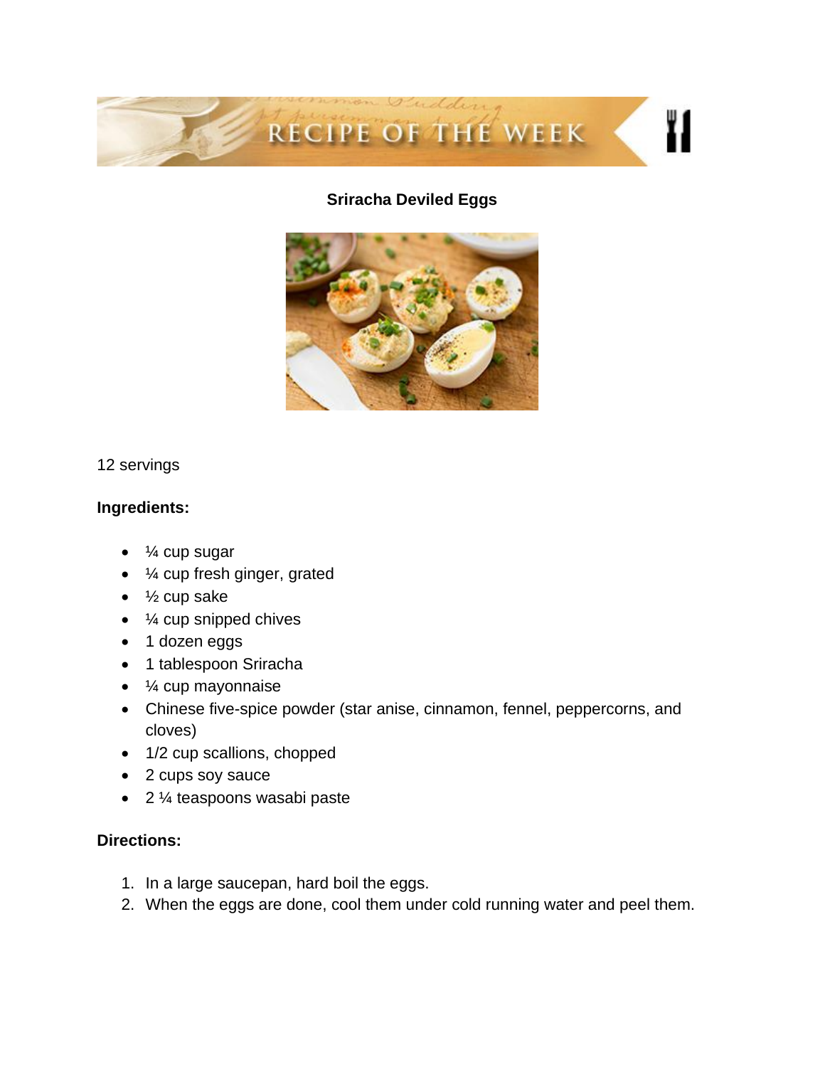RECIPE OF THE WEEK

**Sriracha Deviled Eggs**

12 servings

**Ingredients:**

- ¼ cup sugar
- ¼ cup fresh ginger, grated
- ½ cup sake
- ¼ cup snipped chives
- 1 dozen eggs
- 1 tablespoon Sriracha
- ¼ cup mayonnaise
- Chinese five-spice powder (star anise, cinnamon, fennel, peppercorns, and cloves)
- 1/2 cup scallions, chopped
- 2 cups soy sauce
- 2 ¼ teaspoons wasabi paste

**Directions:**

1. In a large saucepan, hard boil the eggs.
2. When the eggs are done, cool them under cold running water and peel them.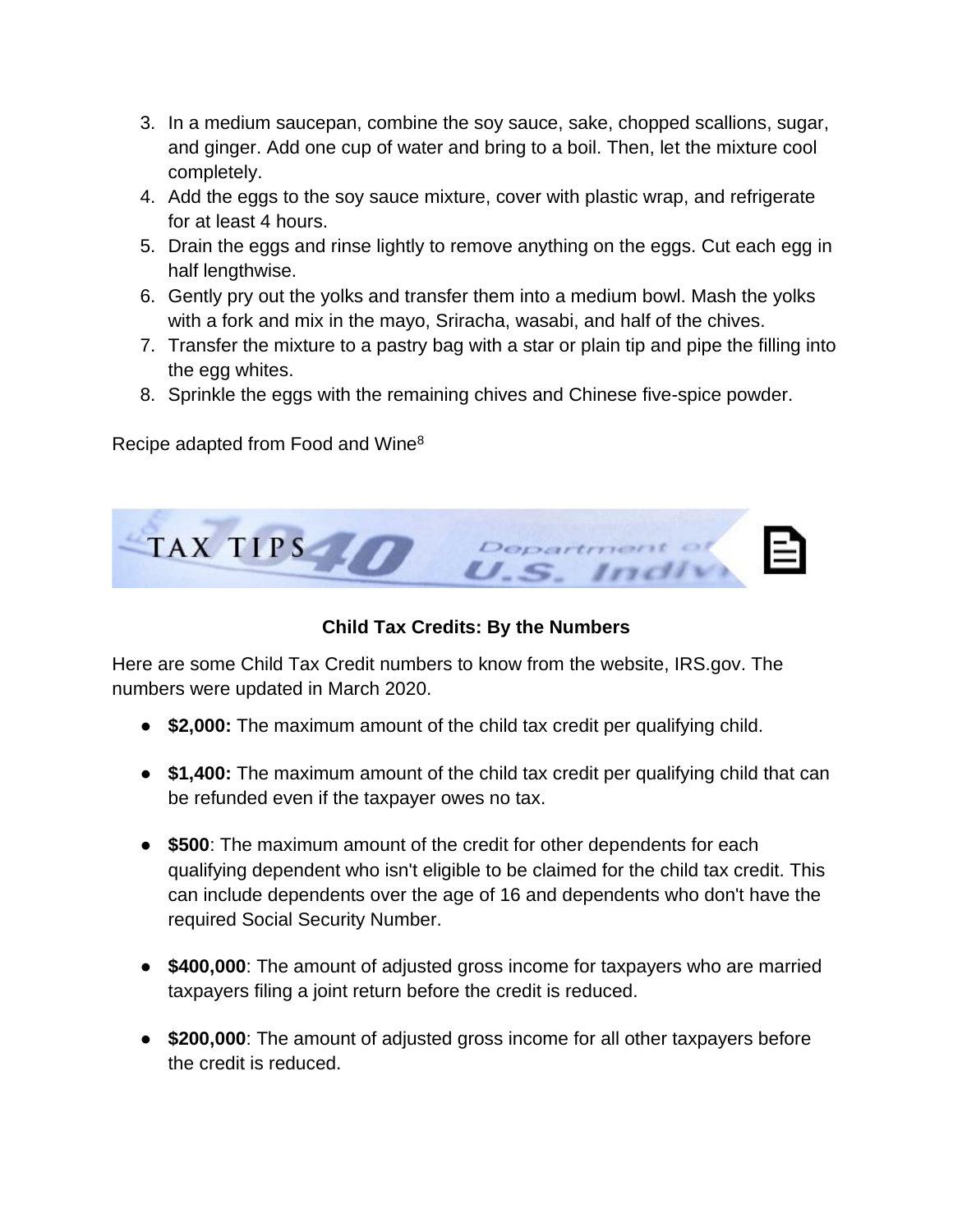3. In a medium saucepan, combine the soy sauce, sake, chopped scallions, sugar, and ginger. Add one cup of water and bring to a boil. Then, let the mixture cool completely.
4. Add the eggs to the soy sauce mixture, cover with plastic wrap, and refrigerate for at least 4 hours.
5. Drain the eggs and rinse lightly to remove anything on the eggs. Cut each egg in half lengthwise.
6. Gently pry out the yolks and transfer them into a medium bowl. Mash the yolks with a fork and mix in the mayo, Sriracha, wasabi, and half of the chives.
7. Transfer the mixture to a pastry bag with a star or plain tip and pipe the filling into the egg whites.
8. Sprinkle the eggs with the remaining chives and Chinese five-spice powder.

Recipe adapted from Food and Wine[8]

TAX TIPS

### Child Tax Credits: By the Numbers

Here are some Child Tax Credit numbers to know from the website, IRS.gov. The numbers were updated in March 2020.

- **$2,000:** The maximum amount of the child tax credit per qualifying child.

- **$1,400:** The maximum amount of the child tax credit per qualifying child that can be refunded even if the taxpayer owes no tax.

- **$500**: The maximum amount of the credit for other dependents for each qualifying dependent who isn't eligible to be claimed for the child tax credit. This can include dependents over the age of 16 and dependents who don't have the required Social Security Number.

- **$400,000**: The amount of adjusted gross income for taxpayers who are married taxpayers filing a joint return before the credit is reduced.

- **$200,000**: The amount of adjusted gross income for all other taxpayers before the credit is reduced.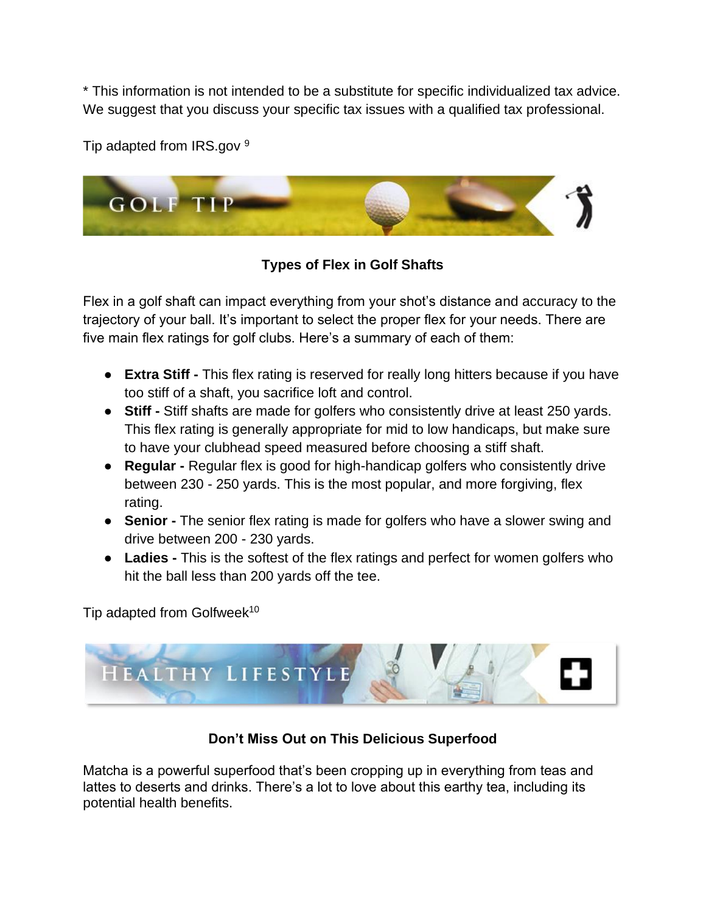* This information is not intended to be a substitute for specific individualized tax advice. We suggest that you discuss your specific tax issues with a qualified tax professional.

Tip adapted from IRS.gov [9]

GOLF TIP

### Types of Flex in Golf Shafts

Flex in a golf shaft can impact everything from your shot's distance and accuracy to the trajectory of your ball. It's important to select the proper flex for your needs. There are five main flex ratings for golf clubs. Here's a summary of each of them:

- **Extra Stiff -** This flex rating is reserved for really long hitters because if you have too stiff of a shaft, you sacrifice loft and control.
- **Stiff -** Stiff shafts are made for golfers who consistently drive at least 250 yards. This flex rating is generally appropriate for mid to low handicaps, but make sure to have your clubhead speed measured before choosing a stiff shaft.
- **Regular -** Regular flex is good for high-handicap golfers who consistently drive between 230 - 250 yards. This is the most popular, and more forgiving, flex rating.
- **Senior -** The senior flex rating is made for golfers who have a slower swing and drive between 200 - 230 yards.
- **Ladies -** This is the softest of the flex ratings and perfect for women golfers who hit the ball less than 200 yards off the tee.

Tip adapted from Golfweek[10]

HEALTHY LIFESTYLE

### Don't Miss Out on This Delicious Superfood

Matcha is a powerful superfood that's been cropping up in everything from teas and lattes to deserts and drinks. There's a lot to love about this earthy tea, including its potential health benefits.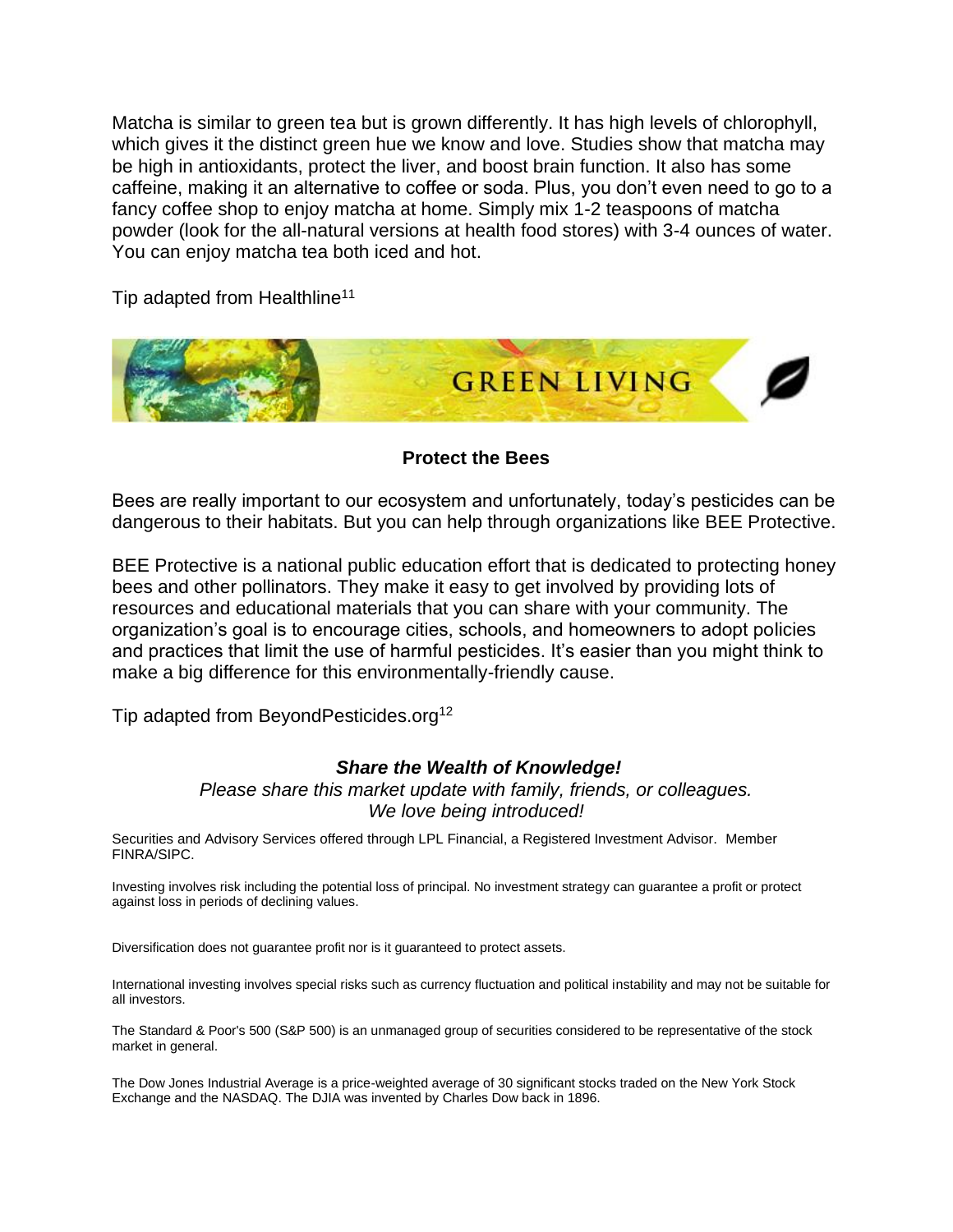Matcha is similar to green tea but is grown differently. It has high levels of chlorophyll, which gives it the distinct green hue we know and love. Studies show that matcha may be high in antioxidants, protect the liver, and boost brain function. It also has some caffeine, making it an alternative to coffee or soda. Plus, you don't even need to go to a fancy coffee shop to enjoy matcha at home. Simply mix 1-2 teaspoons of matcha powder (look for the all-natural versions at health food stores) with 3-4 ounces of water. You can enjoy matcha tea both iced and hot.

Tip adapted from Healthline[11]

## GREEN LIVING

### Protect the Bees

Bees are really important to our ecosystem and unfortunately, today's pesticides can be dangerous to their habitats. But you can help through organizations like BEE Protective.

BEE Protective is a national public education effort that is dedicated to protecting honey bees and other pollinators. They make it easy to get involved by providing lots of resources and educational materials that you can share with your community. The organization's goal is to encourage cities, schools, and homeowners to adopt policies and practices that limit the use of harmful pesticides. It's easier than you might think to make a big difference for this environmentally-friendly cause.

Tip adapted from BeyondPesticides.org[12]

***Share the Wealth of Knowledge!***

*Please share this market update with family, friends, or colleagues.*
*We love being introduced!*

Securities and Advisory Services offered through LPL Financial, a Registered Investment Advisor. Member FINRA/SIPC.

Investing involves risk including the potential loss of principal. No investment strategy can guarantee a profit or protect against loss in periods of declining values.

Diversification does not guarantee profit nor is it guaranteed to protect assets.

International investing involves special risks such as currency fluctuation and political instability and may not be suitable for all investors.

The Standard & Poor's 500 (S&P 500) is an unmanaged group of securities considered to be representative of the stock market in general.

The Dow Jones Industrial Average is a price-weighted average of 30 significant stocks traded on the New York Stock Exchange and the NASDAQ. The DJIA was invented by Charles Dow back in 1896.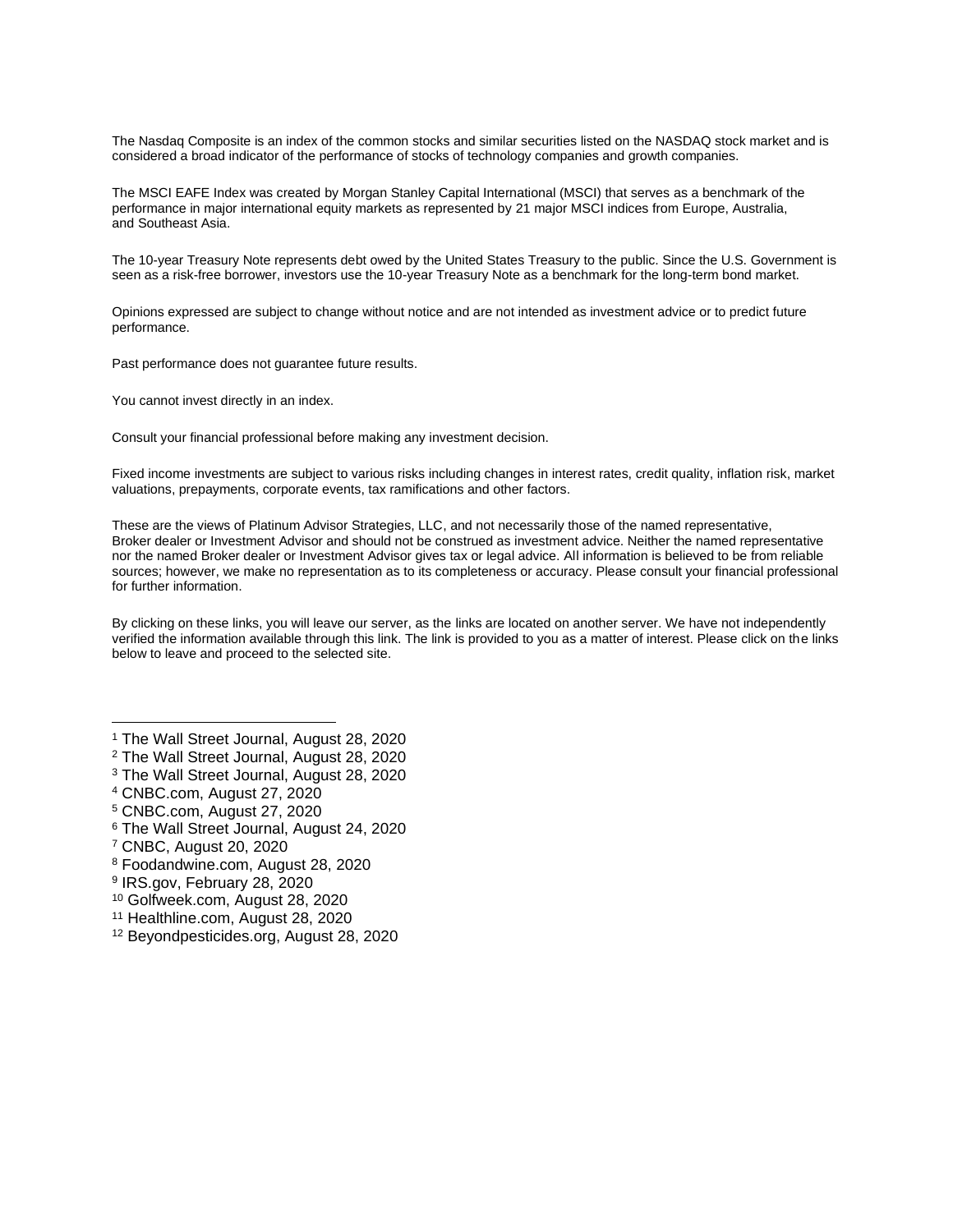The Nasdaq Composite is an index of the common stocks and similar securities listed on the NASDAQ stock market and is considered a broad indicator of the performance of stocks of technology companies and growth companies.

The MSCI EAFE Index was created by Morgan Stanley Capital International (MSCI) that serves as a benchmark of the performance in major international equity markets as represented by 21 major MSCI indices from Europe, Australia, and Southeast Asia.

The 10-year Treasury Note represents debt owed by the United States Treasury to the public. Since the U.S. Government is seen as a risk-free borrower, investors use the 10-year Treasury Note as a benchmark for the long-term bond market.

Opinions expressed are subject to change without notice and are not intended as investment advice or to predict future performance.

Past performance does not guarantee future results.

You cannot invest directly in an index.

Consult your financial professional before making any investment decision.

Fixed income investments are subject to various risks including changes in interest rates, credit quality, inflation risk, market valuations, prepayments, corporate events, tax ramifications and other factors.

These are the views of Platinum Advisor Strategies, LLC, and not necessarily those of the named representative, Broker dealer or Investment Advisor and should not be construed as investment advice. Neither the named representative nor the named Broker dealer or Investment Advisor gives tax or legal advice. All information is believed to be from reliable sources; however, we make no representation as to its completeness or accuracy. Please consult your financial professional for further information.

By clicking on these links, you will leave our server, as the links are located on another server. We have not independently verified the information available through this link. The link is provided to you as a matter of interest. Please click on the links below to leave and proceed to the selected site.

---

[1] The Wall Street Journal, August 28, 2020
[2] The Wall Street Journal, August 28, 2020
[3] The Wall Street Journal, August 28, 2020
[4] CNBC.com, August 27, 2020
[5] CNBC.com, August 27, 2020
[6] The Wall Street Journal, August 24, 2020
[7] CNBC, August 20, 2020
[8] Foodandwine.com, August 28, 2020
[9] IRS.gov, February 28, 2020
[10] Golfweek.com, August 28, 2020
[11] Healthline.com, August 28, 2020
[12] Beyondpesticides.org, August 28, 2020